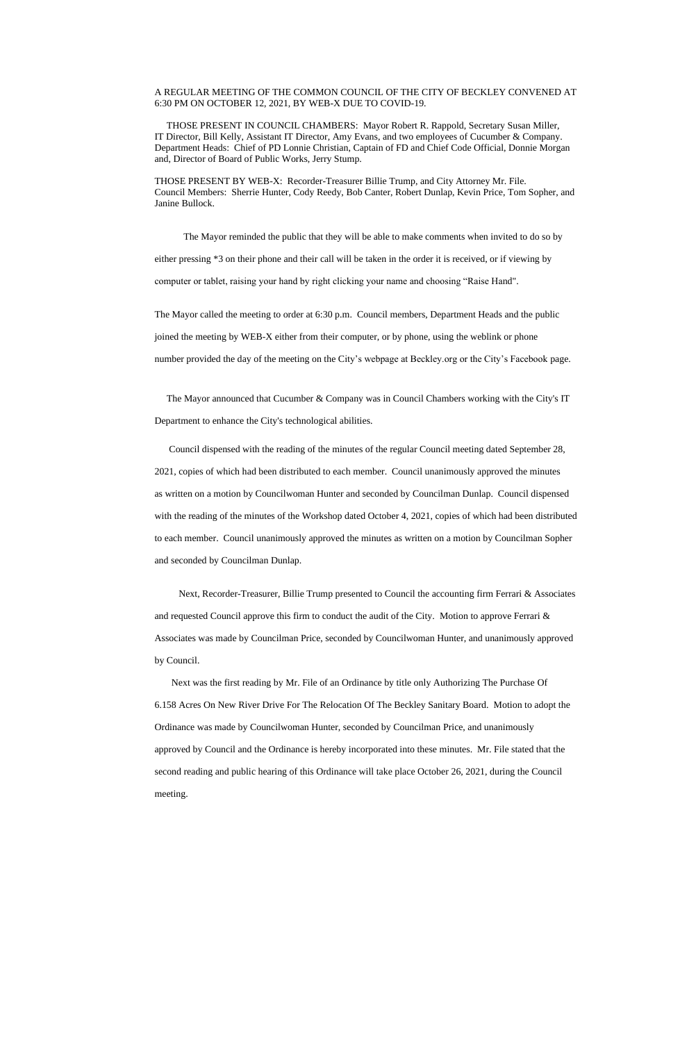A REGULAR MEETING OF THE COMMON COUNCIL OF THE CITY OF BECKLEY CONVENED AT 6:30 PM ON OCTOBER 12, 2021, BY WEB-X DUE TO COVID-19.

THOSE PRESENT IN COUNCIL CHAMBERS: Mayor Robert R. Rappold, Secretary Susan Miller, IT Director, Bill Kelly, Assistant IT Director, Amy Evans, and two employees of Cucumber & Company. Department Heads: Chief of PD Lonnie Christian, Captain of FD and Chief Code Official, Donnie Morgan and, Director of Board of Public Works, Jerry Stump.

THOSE PRESENT BY WEB-X: Recorder-Treasurer Billie Trump, and City Attorney Mr. File. Council Members: Sherrie Hunter, Cody Reedy, Bob Canter, Robert Dunlap, Kevin Price, Tom Sopher, and Janine Bullock.

The Mayor reminded the public that they will be able to make comments when invited to do so by either pressing *3 on their phone and their call will be taken in the order it is received, or if viewing by computer or tablet, raising your hand by right clicking your name and choosing "Raise Hand".

The Mayor called the meeting to order at 6:30 p.m. Council members, Department Heads and the public joined the meeting by WEB-X either from their computer, or by phone, using the weblink or phone number provided the day of the meeting on the City's webpage at Beckley.org or the City's Facebook page.

The Mayor announced that Cucumber & Company was in Council Chambers working with the City's IT Department to enhance the City's technological abilities.

Council dispensed with the reading of the minutes of the regular Council meeting dated September 28, 2021, copies of which had been distributed to each member. Council unanimously approved the minutes as written on a motion by Councilwoman Hunter and seconded by Councilman Dunlap. Council dispensed with the reading of the minutes of the Workshop dated October 4, 2021, copies of which had been distributed to each member. Council unanimously approved the minutes as written on a motion by Councilman Sopher and seconded by Councilman Dunlap.

Next, Recorder-Treasurer, Billie Trump presented to Council the accounting firm Ferrari & Associates and requested Council approve this firm to conduct the audit of the City. Motion to approve Ferrari & Associates was made by Councilman Price, seconded by Councilwoman Hunter, and unanimously approved by Council.

Next was the first reading by Mr. File of an Ordinance by title only Authorizing The Purchase Of 6.158 Acres On New River Drive For The Relocation Of The Beckley Sanitary Board. Motion to adopt the Ordinance was made by Councilwoman Hunter, seconded by Councilman Price, and unanimously approved by Council and the Ordinance is hereby incorporated into these minutes. Mr. File stated that the second reading and public hearing of this Ordinance will take place October 26, 2021, during the Council meeting.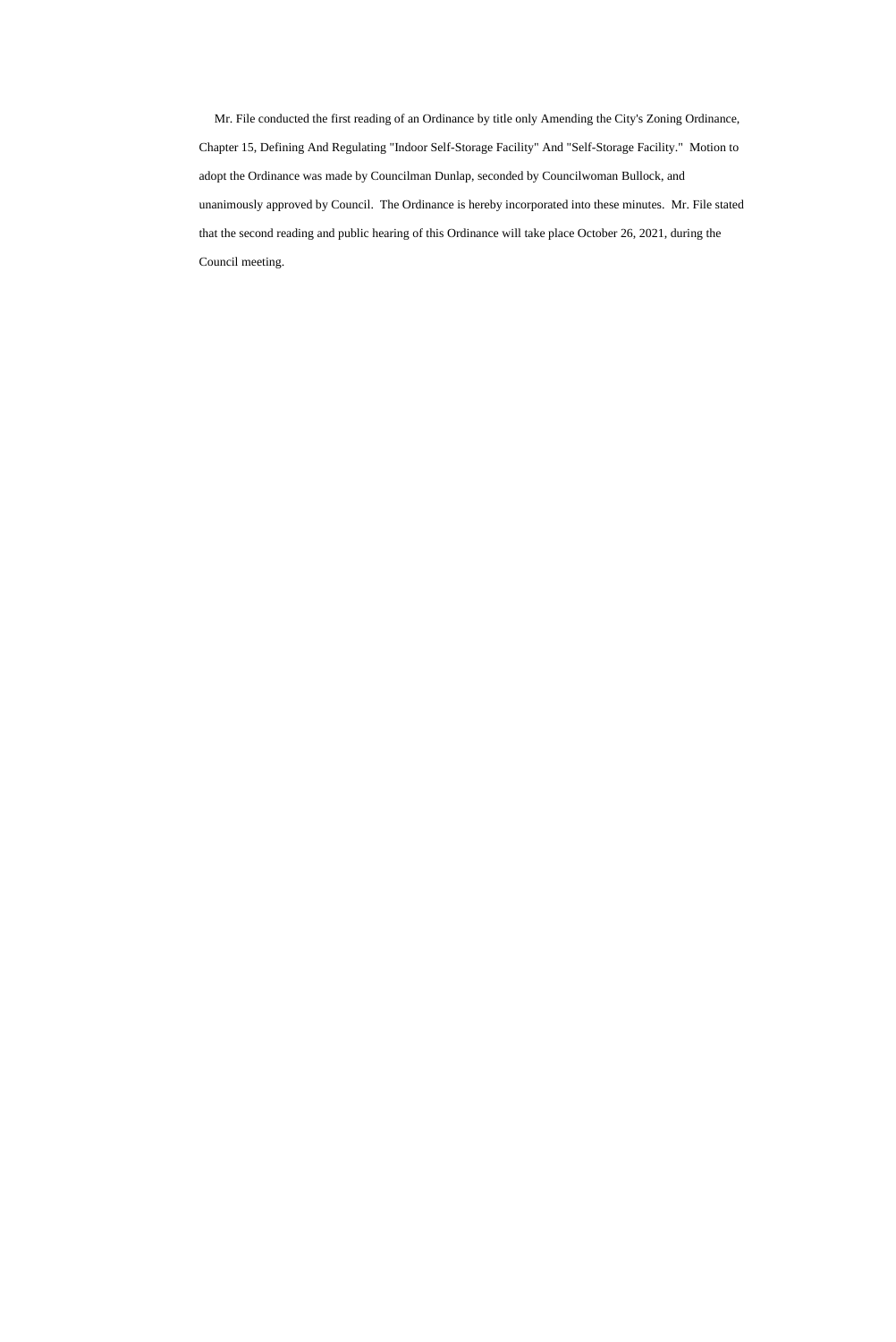Mr. File conducted the first reading of an Ordinance by title only Amending the City's Zoning Ordinance, Chapter 15, Defining And Regulating "Indoor Self-Storage Facility" And "Self-Storage Facility." Motion to adopt the Ordinance was made by Councilman Dunlap, seconded by Councilwoman Bullock, and unanimously approved by Council. The Ordinance is hereby incorporated into these minutes. Mr. File stated that the second reading and public hearing of this Ordinance will take place October 26, 2021, during the Council meeting.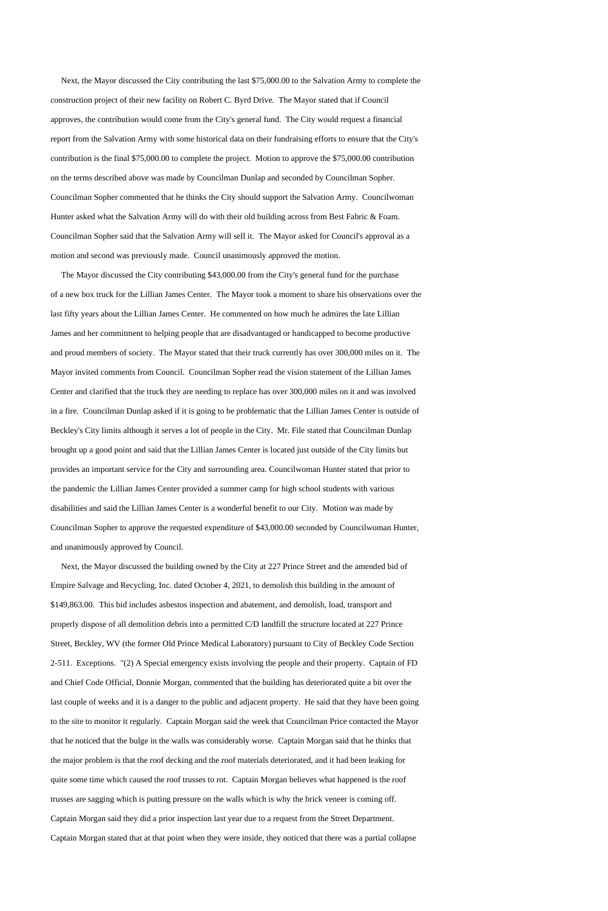Next, the Mayor discussed the City contributing the last $75,000.00 to the Salvation Army to complete the construction project of their new facility on Robert C. Byrd Drive. The Mayor stated that if Council approves, the contribution would come from the City's general fund. The City would request a financial report from the Salvation Army with some historical data on their fundraising efforts to ensure that the City's contribution is the final $75,000.00 to complete the project. Motion to approve the $75,000.00 contribution on the terms described above was made by Councilman Dunlap and seconded by Councilman Sopher. Councilman Sopher commented that he thinks the City should support the Salvation Army. Councilwoman Hunter asked what the Salvation Army will do with their old building across from Best Fabric & Foam. Councilman Sopher said that the Salvation Army will sell it. The Mayor asked for Council's approval as a motion and second was previously made. Council unanimously approved the motion.

The Mayor discussed the City contributing $43,000.00 from the City's general fund for the purchase of a new box truck for the Lillian James Center. The Mayor took a moment to share his observations over the last fifty years about the Lillian James Center. He commented on how much he admires the late Lillian James and her commitment to helping people that are disadvantaged or handicapped to become productive and proud members of society. The Mayor stated that their truck currently has over 300,000 miles on it. The Mayor invited comments from Council. Councilman Sopher read the vision statement of the Lillian James Center and clarified that the truck they are needing to replace has over 300,000 miles on it and was involved in a fire. Councilman Dunlap asked if it is going to be problematic that the Lillian James Center is outside of Beckley's City limits although it serves a lot of people in the City. Mr. File stated that Councilman Dunlap brought up a good point and said that the Lillian James Center is located just outside of the City limits but provides an important service for the City and surrounding area. Councilwoman Hunter stated that prior to the pandemic the Lillian James Center provided a summer camp for high school students with various disabilities and said the Lillian James Center is a wonderful benefit to our City. Motion was made by Councilman Sopher to approve the requested expenditure of $43,000.00 seconded by Councilwoman Hunter, and unanimously approved by Council.

Next, the Mayor discussed the building owned by the City at 227 Prince Street and the amended bid of Empire Salvage and Recycling, Inc. dated October 4, 2021, to demolish this building in the amount of $149,863.00. This bid includes asbestos inspection and abatement, and demolish, load, transport and properly dispose of all demolition debris into a permitted C/D landfill the structure located at 227 Prince Street, Beckley, WV (the former Old Prince Medical Laboratory) pursuant to City of Beckley Code Section 2-511. Exceptions. "(2) A Special emergency exists involving the people and their property. Captain of FD and Chief Code Official, Donnie Morgan, commented that the building has deteriorated quite a bit over the last couple of weeks and it is a danger to the public and adjacent property. He said that they have been going to the site to monitor it regularly. Captain Morgan said the week that Councilman Price contacted the Mayor that he noticed that the bulge in the walls was considerably worse. Captain Morgan said that he thinks that the major problem is that the roof decking and the roof materials deteriorated, and it had been leaking for quite some time which caused the roof trusses to rot. Captain Morgan believes what happened is the roof trusses are sagging which is putting pressure on the walls which is why the brick veneer is coming off. Captain Morgan said they did a prior inspection last year due to a request from the Street Department. Captain Morgan stated that at that point when they were inside, they noticed that there was a partial collapse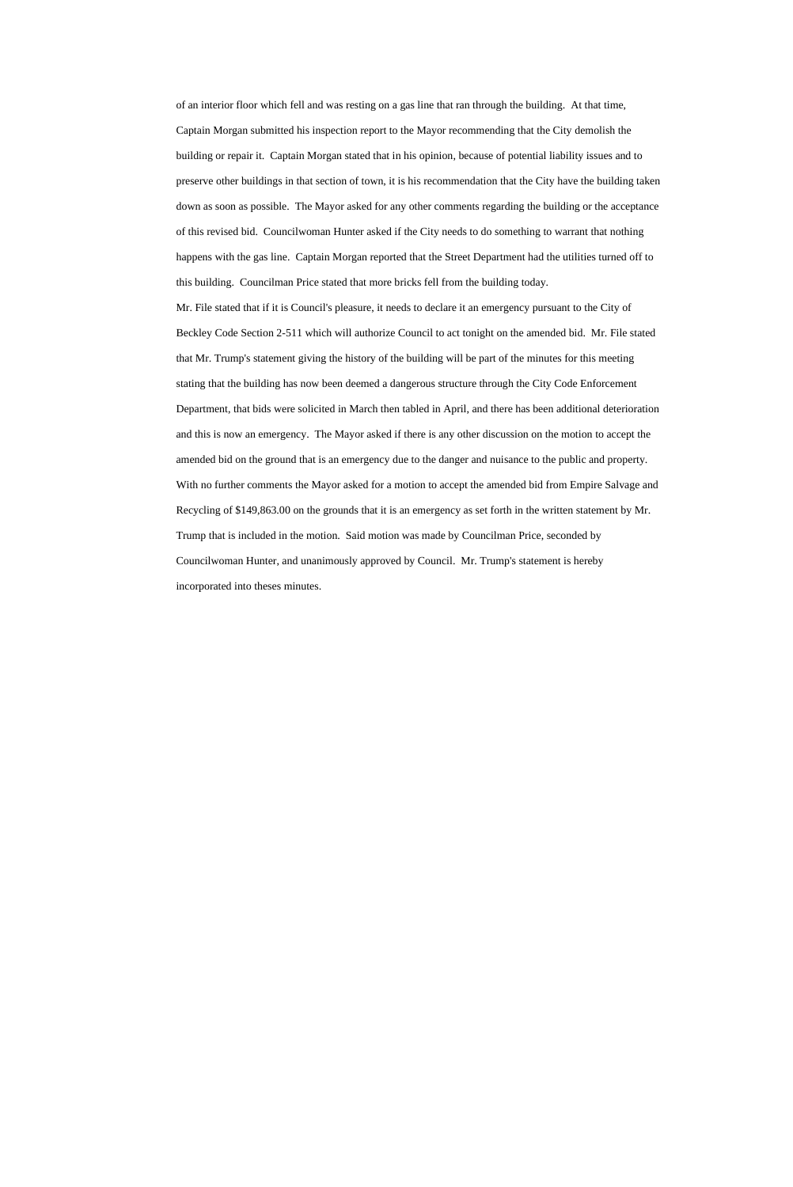of an interior floor which fell and was resting on a gas line that ran through the building. At that time, Captain Morgan submitted his inspection report to the Mayor recommending that the City demolish the building or repair it. Captain Morgan stated that in his opinion, because of potential liability issues and to preserve other buildings in that section of town, it is his recommendation that the City have the building taken down as soon as possible. The Mayor asked for any other comments regarding the building or the acceptance of this revised bid. Councilwoman Hunter asked if the City needs to do something to warrant that nothing happens with the gas line. Captain Morgan reported that the Street Department had the utilities turned off to this building. Councilman Price stated that more bricks fell from the building today.

Mr. File stated that if it is Council's pleasure, it needs to declare it an emergency pursuant to the City of Beckley Code Section 2-511 which will authorize Council to act tonight on the amended bid. Mr. File stated that Mr. Trump's statement giving the history of the building will be part of the minutes for this meeting stating that the building has now been deemed a dangerous structure through the City Code Enforcement Department, that bids were solicited in March then tabled in April, and there has been additional deterioration and this is now an emergency. The Mayor asked if there is any other discussion on the motion to accept the amended bid on the ground that is an emergency due to the danger and nuisance to the public and property. With no further comments the Mayor asked for a motion to accept the amended bid from Empire Salvage and Recycling of $149,863.00 on the grounds that it is an emergency as set forth in the written statement by Mr. Trump that is included in the motion. Said motion was made by Councilman Price, seconded by Councilwoman Hunter, and unanimously approved by Council. Mr. Trump's statement is hereby incorporated into theses minutes.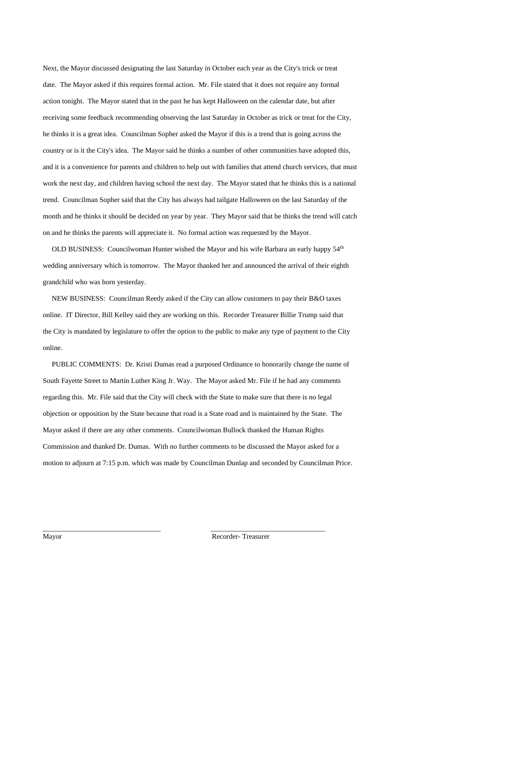Next, the Mayor discussed designating the last Saturday in October each year as the City's trick or treat date. The Mayor asked if this requires formal action. Mr. File stated that it does not require any formal action tonight. The Mayor stated that in the past he has kept Halloween on the calendar date, but after receiving some feedback recommending observing the last Saturday in October as trick or treat for the City, he thinks it is a great idea. Councilman Sopher asked the Mayor if this is a trend that is going across the country or is it the City's idea. The Mayor said he thinks a number of other communities have adopted this, and it is a convenience for parents and children to help out with families that attend church services, that must work the next day, and children having school the next day. The Mayor stated that he thinks this is a national trend. Councilman Sopher said that the City has always had tailgate Halloween on the last Saturday of the month and he thinks it should be decided on year by year. They Mayor said that he thinks the trend will catch on and he thinks the parents will appreciate it. No formal action was requested by the Mayor.

OLD BUSINESS: Councilwoman Hunter wished the Mayor and his wife Barbara an early happy 54th wedding anniversary which is tomorrow. The Mayor thanked her and announced the arrival of their eighth grandchild who was born yesterday.

NEW BUSINESS: Councilman Reedy asked if the City can allow customers to pay their B&O taxes online. IT Director, Bill Kelley said they are working on this. Recorder Treasurer Billie Trump said that the City is mandated by legislature to offer the option to the public to make any type of payment to the City online.

PUBLIC COMMENTS: Dr. Kristi Dumas read a purposed Ordinance to honorarily change the name of South Fayette Street to Martin Luther King Jr. Way. The Mayor asked Mr. File if he had any comments regarding this. Mr. File said that the City will check with the State to make sure that there is no legal objection or opposition by the State because that road is a State road and is maintained by the State. The Mayor asked if there are any other comments. Councilwoman Bullock thanked the Human Rights Commission and thanked Dr. Dumas. With no further comments to be discussed the Mayor asked for a motion to adjourn at 7:15 p.m. which was made by Councilman Dunlap and seconded by Councilman Price.

\_\_\_\_\_\_\_\_\_\_\_\_\_\_\_\_\_\_\_\_\_\_\_\_\_\_\_\_\_\_\_\_\_ \_\_\_\_\_\_\_\_\_\_\_\_\_\_\_\_\_\_\_\_\_\_\_\_\_\_\_\_\_\_\_\_\_

Mayor Recorder- Treasurer